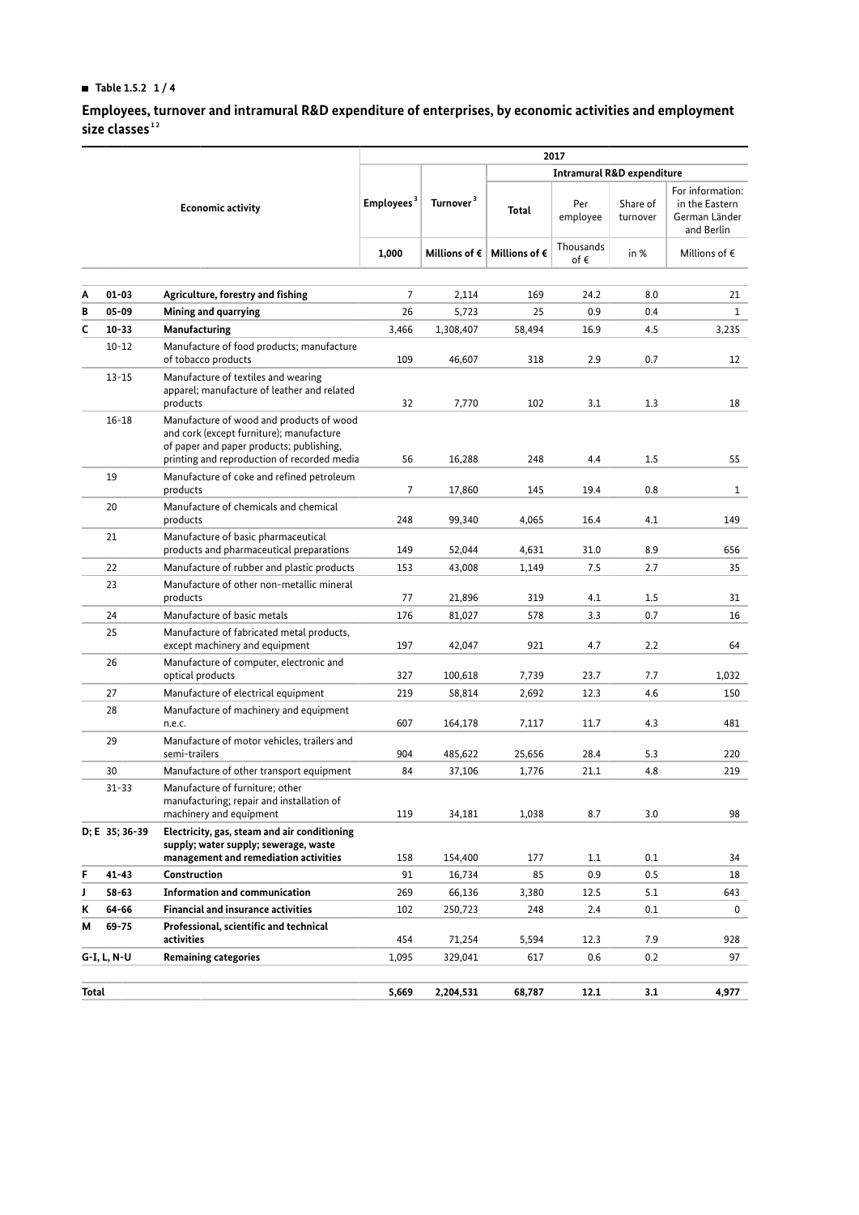■ **Table 1.5.2 1 / 4**

## Employees, turnover and intramural R&D expenditure of enterprises, by economic activities and employment size classes[1 2]

| | | Economic activity | 2017 | | | | | |
|---|---|---|---|---|---|---|---|---|
| | | | | | Intramural R&D expenditure | | | |
| | | | Employees[3] | Turnover[3] | Total | Per employee | Share of turnover | For information: in the Eastern German Länder and Berlin |
| | | | 1,000 | Millions of € | Millions of € | Thousands of € | in % | Millions of € |
| **A** | **01-03** | **Agriculture, forestry and fishing** | 7 | 2,114 | 169 | 24.2 | 8.0 | 21 |
| **B** | **05-09** | **Mining and quarrying** | 26 | 5,723 | 25 | 0.9 | 0.4 | 1 |
| **C** | **10-33** | **Manufacturing** | 3,466 | 1,308,407 | 58,494 | 16.9 | 4.5 | 3,235 |
| | 10-12 | Manufacture of food products; manufacture of tobacco products | 109 | 46,607 | 318 | 2.9 | 0.7 | 12 |
| | 13-15 | Manufacture of textiles and wearing apparel; manufacture of leather and related products | 32 | 7,770 | 102 | 3.1 | 1.3 | 18 |
| | 16-18 | Manufacture of wood and products of wood and cork (except furniture); manufacture of paper and paper products; publishing, printing and reproduction of recorded media | 56 | 16,288 | 248 | 4.4 | 1.5 | 55 |
| | 19 | Manufacture of coke and refined petroleum products | 7 | 17,860 | 145 | 19.4 | 0.8 | 1 |
| | 20 | Manufacture of chemicals and chemical products | 248 | 99,340 | 4,065 | 16.4 | 4.1 | 149 |
| | 21 | Manufacture of basic pharmaceutical products and pharmaceutical preparations | 149 | 52,044 | 4,631 | 31.0 | 8.9 | 656 |
| | 22 | Manufacture of rubber and plastic products | 153 | 43,008 | 1,149 | 7.5 | 2.7 | 35 |
| | 23 | Manufacture of other non-metallic mineral products | 77 | 21,896 | 319 | 4.1 | 1.5 | 31 |
| | 24 | Manufacture of basic metals | 176 | 81,027 | 578 | 3.3 | 0.7 | 16 |
| | 25 | Manufacture of fabricated metal products, except machinery and equipment | 197 | 42,047 | 921 | 4.7 | 2.2 | 64 |
| | 26 | Manufacture of computer, electronic and optical products | 327 | 100,618 | 7,739 | 23.7 | 7.7 | 1,032 |
| | 27 | Manufacture of electrical equipment | 219 | 58,814 | 2,692 | 12.3 | 4.6 | 150 |
| | 28 | Manufacture of machinery and equipment n.e.c. | 607 | 164,178 | 7,117 | 11.7 | 4.3 | 481 |
| | 29 | Manufacture of motor vehicles, trailers and semi-trailers | 904 | 485,622 | 25,656 | 28.4 | 5.3 | 220 |
| | 30 | Manufacture of other transport equipment | 84 | 37,106 | 1,776 | 21.1 | 4.8 | 219 |
| | 31-33 | Manufacture of furniture; other manufacturing; repair and installation of machinery and equipment | 119 | 34,181 | 1,038 | 8.7 | 3.0 | 98 |
| **D; E** | **35; 36-39** | **Electricity, gas, steam and air conditioning supply; water supply; sewerage, waste management and remediation activities** | 158 | 154,400 | 177 | 1.1 | 0.1 | 34 |
| **F** | **41-43** | **Construction** | 91 | 16,734 | 85 | 0.9 | 0.5 | 18 |
| **J** | **58-63** | **Information and communication** | 269 | 66,136 | 3,380 | 12.5 | 5.1 | 643 |
| **K** | **64-66** | **Financial and insurance activities** | 102 | 250,723 | 248 | 2.4 | 0.1 | 0 |
| **M** | **69-75** | **Professional, scientific and technical activities** | 454 | 71,254 | 5,594 | 12.3 | 7.9 | 928 |
| **G-I, L, N-U** | | **Remaining categories** | 1,095 | 329,041 | 617 | 0.6 | 0.2 | 97 |
| **Total** | | | **5,669** | **2,204,531** | **68,787** | **12.1** | **3.1** | **4,977** |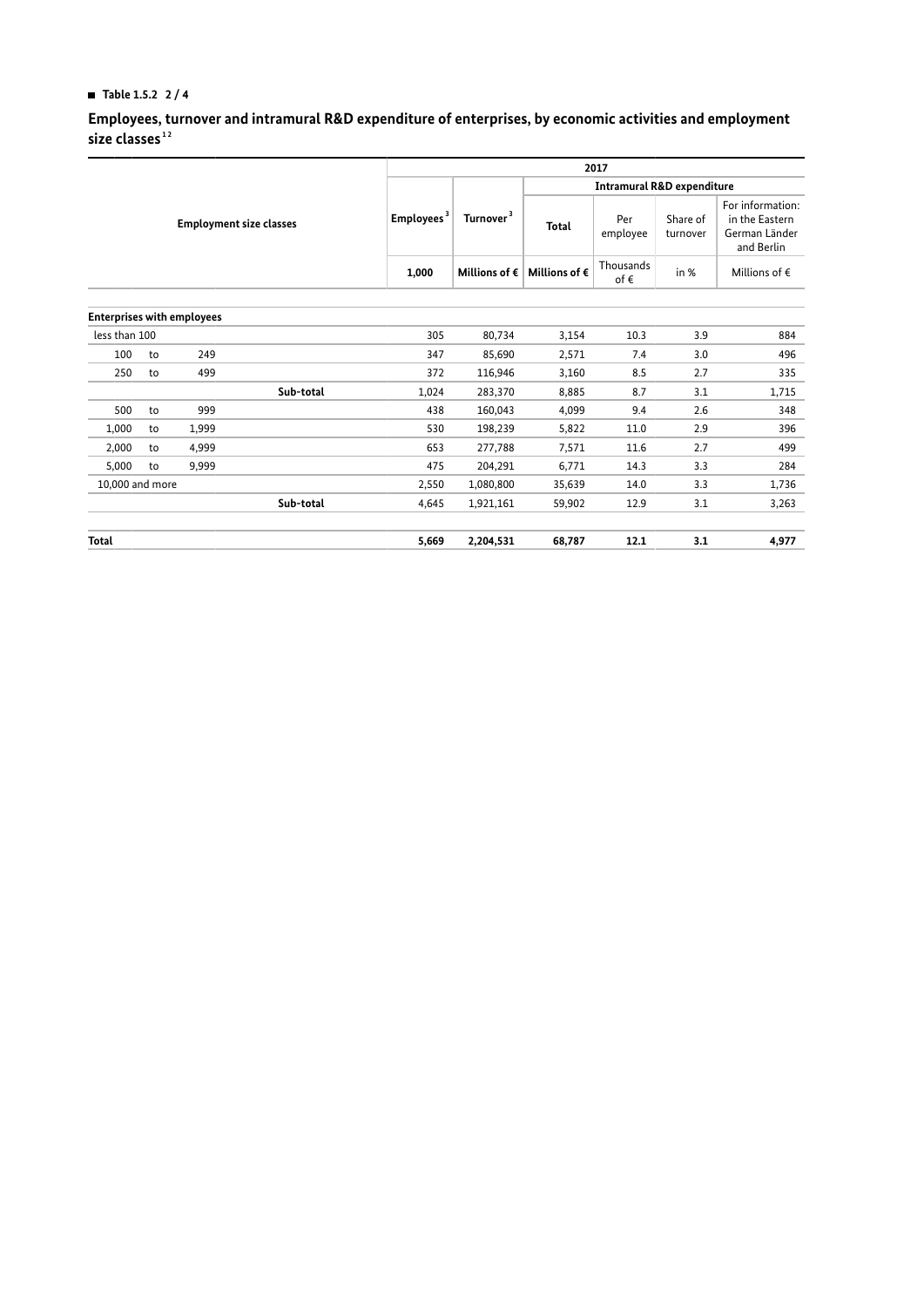**Table 1.5.2 2 / 4**

## Employees, turnover and intramural R&D expenditure of enterprises, by economic activities and employment size classes[1 2]

| Employment size classes | 2017 | | | | | |
|---|---|---|---|---|---|---|
| | Employees[3] | Turnover[3] | Intramural R&D expenditure | | | |
| | | | Total | Per employee | Share of turnover | For information: in the Eastern German Länder and Berlin |
| | 1,000 | Millions of € | Millions of € | Thousands of € | in % | Millions of € |
| **Enterprises with employees** | | | | | | |
| less than 100 | 305 | 80,734 | 3,154 | 10.3 | 3.9 | 884 |
| 100 to 249 | 347 | 85,690 | 2,571 | 7.4 | 3.0 | 496 |
| 250 to 499 | 372 | 116,946 | 3,160 | 8.5 | 2.7 | 335 |
| **Sub-total** | 1,024 | 283,370 | 8,885 | 8.7 | 3.1 | 1,715 |
| 500 to 999 | 438 | 160,043 | 4,099 | 9.4 | 2.6 | 348 |
| 1,000 to 1,999 | 530 | 198,239 | 5,822 | 11.0 | 2.9 | 396 |
| 2,000 to 4,999 | 653 | 277,788 | 7,571 | 11.6 | 2.7 | 499 |
| 5,000 to 9,999 | 475 | 204,291 | 6,771 | 14.3 | 3.3 | 284 |
| 10,000 and more | 2,550 | 1,080,800 | 35,639 | 14.0 | 3.3 | 1,736 |
| **Sub-total** | 4,645 | 1,921,161 | 59,902 | 12.9 | 3.1 | 3,263 |
| **Total** | **5,669** | **2,204,531** | **68,787** | **12.1** | **3.1** | **4,977** |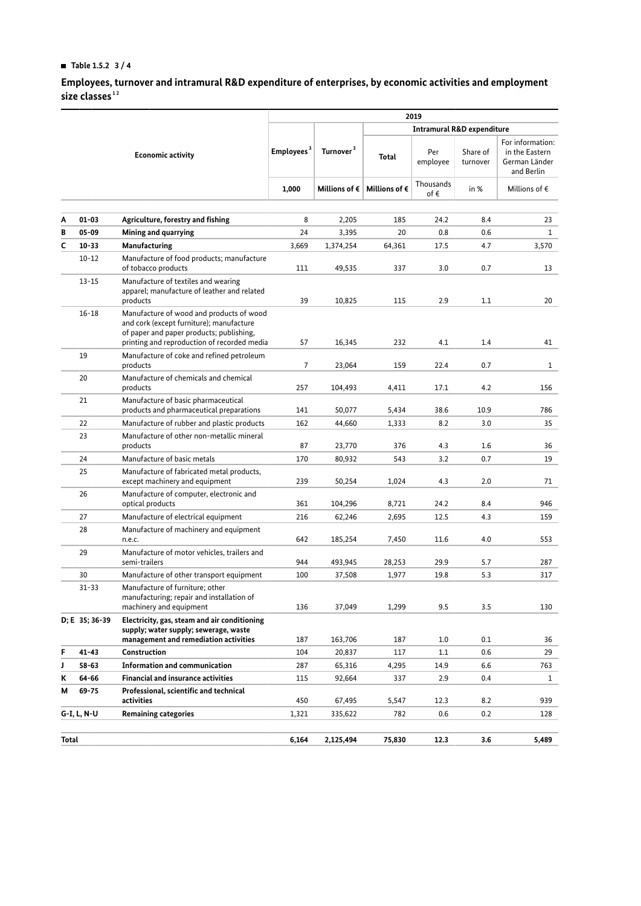■ **Table 1.5.2 3 / 4**

## Employees, turnover and intramural R&D expenditure of enterprises, by economic activities and employment size classes [1 2]

| | | Economic activity | 2019 | | | | | |
|---|---|---|---|---|---|---|---|---|
| | | | Employees [3] | Turnover [3] | Intramural R&D expenditure | | | |
| | | | | | Total | Per employee | Share of turnover | For information: in the Eastern German Länder and Berlin |
| | | | 1,000 | Millions of € | Millions of € | Thousands of € | in % | Millions of € |
| **A** | **01-03** | **Agriculture, forestry and fishing** | 8 | 2,205 | 185 | 24.2 | 8.4 | 23 |
| **B** | **05-09** | **Mining and quarrying** | 24 | 3,395 | 20 | 0.8 | 0.6 | 1 |
| **C** | **10-33** | **Manufacturing** | 3,669 | 1,374,254 | 64,361 | 17.5 | 4.7 | 3,570 |
| | 10-12 | Manufacture of food products; manufacture of tobacco products | 111 | 49,535 | 337 | 3.0 | 0.7 | 13 |
| | 13-15 | Manufacture of textiles and wearing apparel; manufacture of leather and related products | 39 | 10,825 | 115 | 2.9 | 1.1 | 20 |
| | 16-18 | Manufacture of wood and products of wood and cork (except furniture); manufacture of paper and paper products; publishing, printing and reproduction of recorded media | 57 | 16,345 | 232 | 4.1 | 1.4 | 41 |
| | 19 | Manufacture of coke and refined petroleum products | 7 | 23,064 | 159 | 22.4 | 0.7 | 1 |
| | 20 | Manufacture of chemicals and chemical products | 257 | 104,493 | 4,411 | 17.1 | 4.2 | 156 |
| | 21 | Manufacture of basic pharmaceutical products and pharmaceutical preparations | 141 | 50,077 | 5,434 | 38.6 | 10.9 | 786 |
| | 22 | Manufacture of rubber and plastic products | 162 | 44,660 | 1,333 | 8.2 | 3.0 | 35 |
| | 23 | Manufacture of other non-metallic mineral products | 87 | 23,770 | 376 | 4.3 | 1.6 | 36 |
| | 24 | Manufacture of basic metals | 170 | 80,932 | 543 | 3.2 | 0.7 | 19 |
| | 25 | Manufacture of fabricated metal products, except machinery and equipment | 239 | 50,254 | 1,024 | 4.3 | 2.0 | 71 |
| | 26 | Manufacture of computer, electronic and optical products | 361 | 104,296 | 8,721 | 24.2 | 8.4 | 946 |
| | 27 | Manufacture of electrical equipment | 216 | 62,246 | 2,695 | 12.5 | 4.3 | 159 |
| | 28 | Manufacture of machinery and equipment n.e.c. | 642 | 185,254 | 7,450 | 11.6 | 4.0 | 553 |
| | 29 | Manufacture of motor vehicles, trailers and semi-trailers | 944 | 493,945 | 28,253 | 29.9 | 5.7 | 287 |
| | 30 | Manufacture of other transport equipment | 100 | 37,508 | 1,977 | 19.8 | 5.3 | 317 |
| | 31-33 | Manufacture of furniture; other manufacturing; repair and installation of machinery and equipment | 136 | 37,049 | 1,299 | 9.5 | 3.5 | 130 |
| **D; E** | **35; 36-39** | **Electricity, gas, steam and air conditioning supply; water supply; sewerage, waste management and remediation activities** | 187 | 163,706 | 187 | 1.0 | 0.1 | 36 |
| **F** | **41-43** | **Construction** | 104 | 20,837 | 117 | 1.1 | 0.6 | 29 |
| **J** | **58-63** | **Information and communication** | 287 | 65,316 | 4,295 | 14.9 | 6.6 | 763 |
| **K** | **64-66** | **Financial and insurance activities** | 115 | 92,664 | 337 | 2.9 | 0.4 | 1 |
| **M** | **69-75** | **Professional, scientific and technical activities** | 450 | 67,495 | 5,547 | 12.3 | 8.2 | 939 |
| **G-I, L, N-U** | | **Remaining categories** | 1,321 | 335,622 | 782 | 0.6 | 0.2 | 128 |
| **Total** | | | **6,164** | **2,125,494** | **75,830** | **12.3** | **3.6** | **5,489** |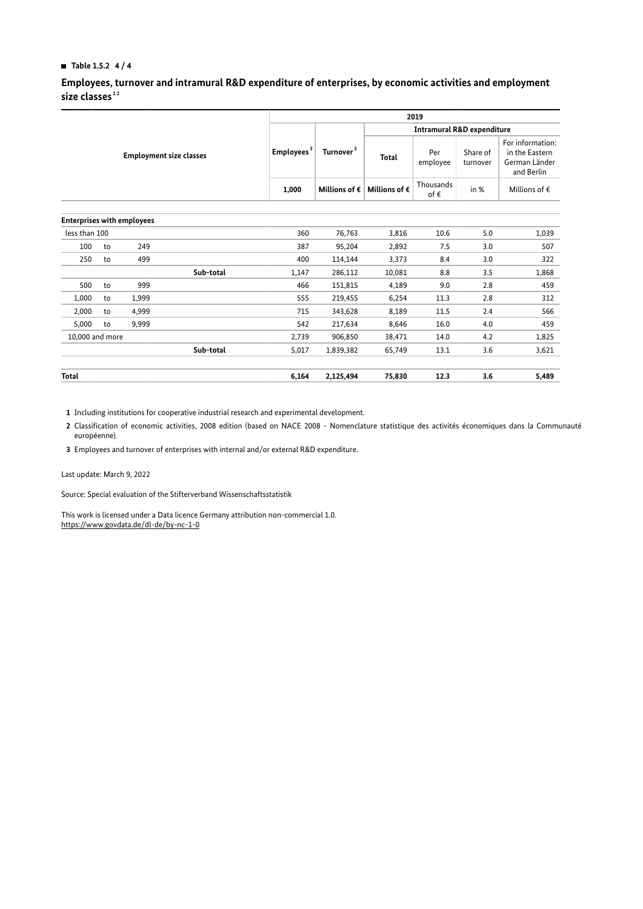■ **Table 1.5.2 4 / 4**

## Employees, turnover and intramural R&D expenditure of enterprises, by economic activities and employment size classes[1 2]

| Employment size classes | 2019 | | | | | |
|---|---|---|---|---|---|---|
| | Employees[3] | Turnover[3] | Intramural R&D expenditure | | | |
| | | | Total | Per employee | Share of turnover | For information: in the Eastern German Länder and Berlin |
| | 1,000 | Millions of € | Millions of € | Thousands of € | in % | Millions of € |
| **Enterprises with employees** | | | | | | |
| less than 100 | 360 | 76,763 | 3,816 | 10.6 | 5.0 | 1,039 |
| 100 to 249 | 387 | 95,204 | 2,892 | 7.5 | 3.0 | 507 |
| 250 to 499 | 400 | 114,144 | 3,373 | 8.4 | 3.0 | 322 |
| **Sub-total** | 1,147 | 286,112 | 10,081 | 8.8 | 3.5 | 1,868 |
| 500 to 999 | 466 | 151,815 | 4,189 | 9.0 | 2.8 | 459 |
| 1,000 to 1,999 | 555 | 219,455 | 6,254 | 11.3 | 2.8 | 312 |
| 2,000 to 4,999 | 715 | 343,628 | 8,189 | 11.5 | 2.4 | 566 |
| 5,000 to 9,999 | 542 | 217,634 | 8,646 | 16.0 | 4.0 | 459 |
| 10,000 and more | 2,739 | 906,850 | 38,471 | 14.0 | 4.2 | 1,825 |
| **Sub-total** | 5,017 | 1,839,382 | 65,749 | 13.1 | 3.6 | 3,621 |
| **Total** | **6,164** | **2,125,494** | **75,830** | **12.3** | **3.6** | **5,489** |

**1** Including institutions for cooperative industrial research and experimental development.

**2** Classification of economic activities, 2008 edition (based on NACE 2008 - Nomenclature statistique des activités économiques dans la Communauté européenne).

**3** Employees and turnover of enterprises with internal and/or external R&D expenditure.

Last update: March 9, 2022

Source: Special evaluation of the Stifterverband Wissenschaftsstatistik

This work is licensed under a Data licence Germany attribution non-commercial 1.0.
https://www.govdata.de/dl-de/by-nc-1-0